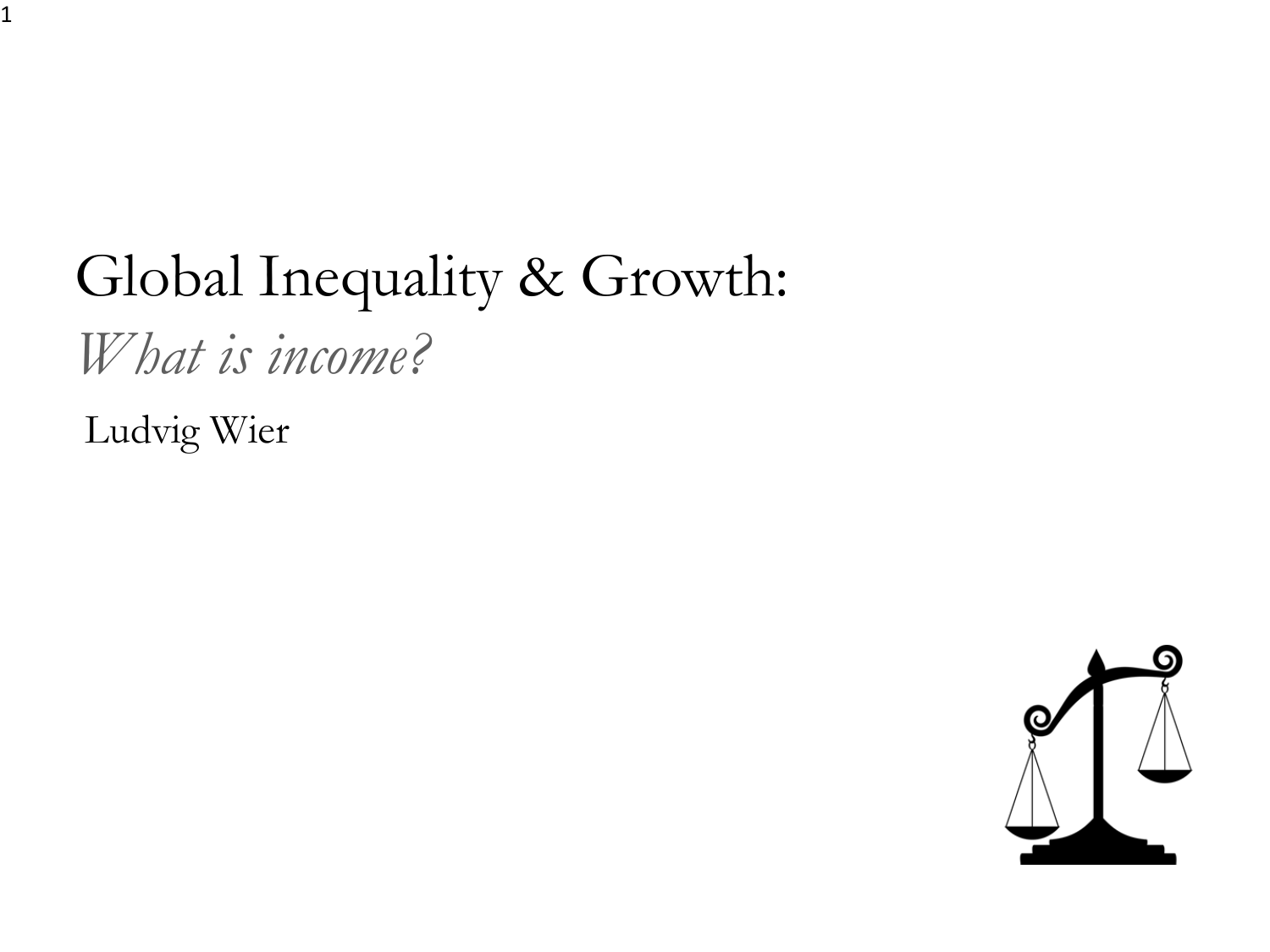# Global Inequality & Growth:

## *What is income?*

Ludvig Wier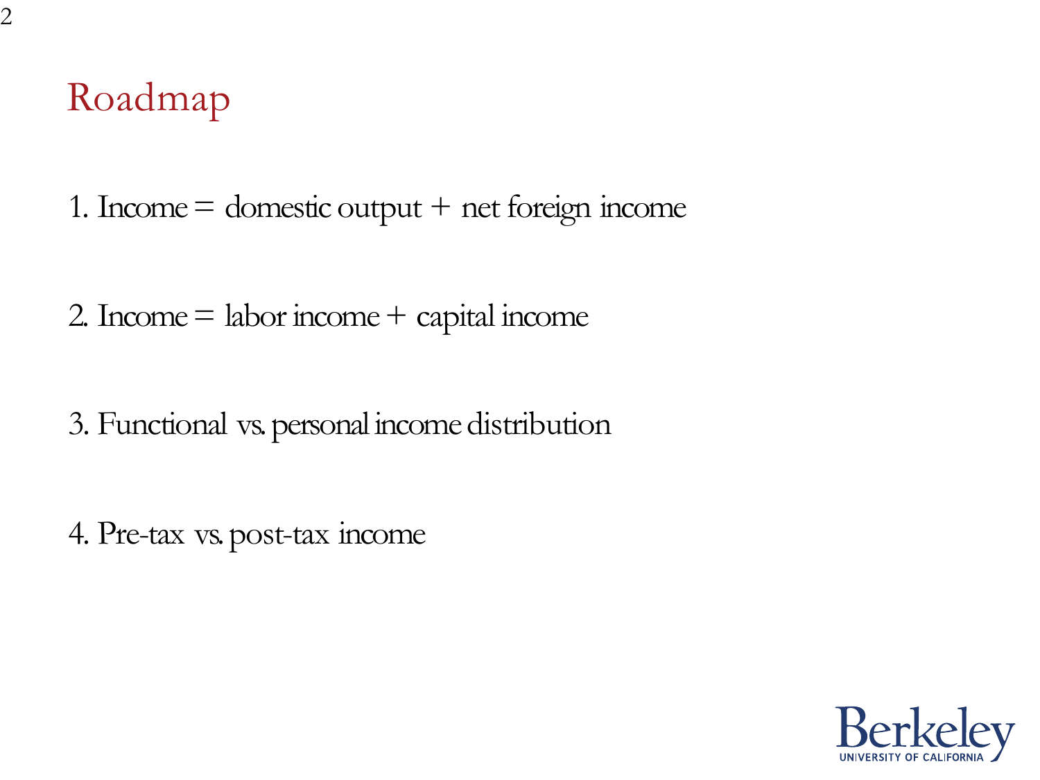# Roadmap

1. Income = domestic output + net foreign income

2. Income = labor income + capital income

3. Functional vs. personal income distribution

4. Pre-tax vs. post-tax income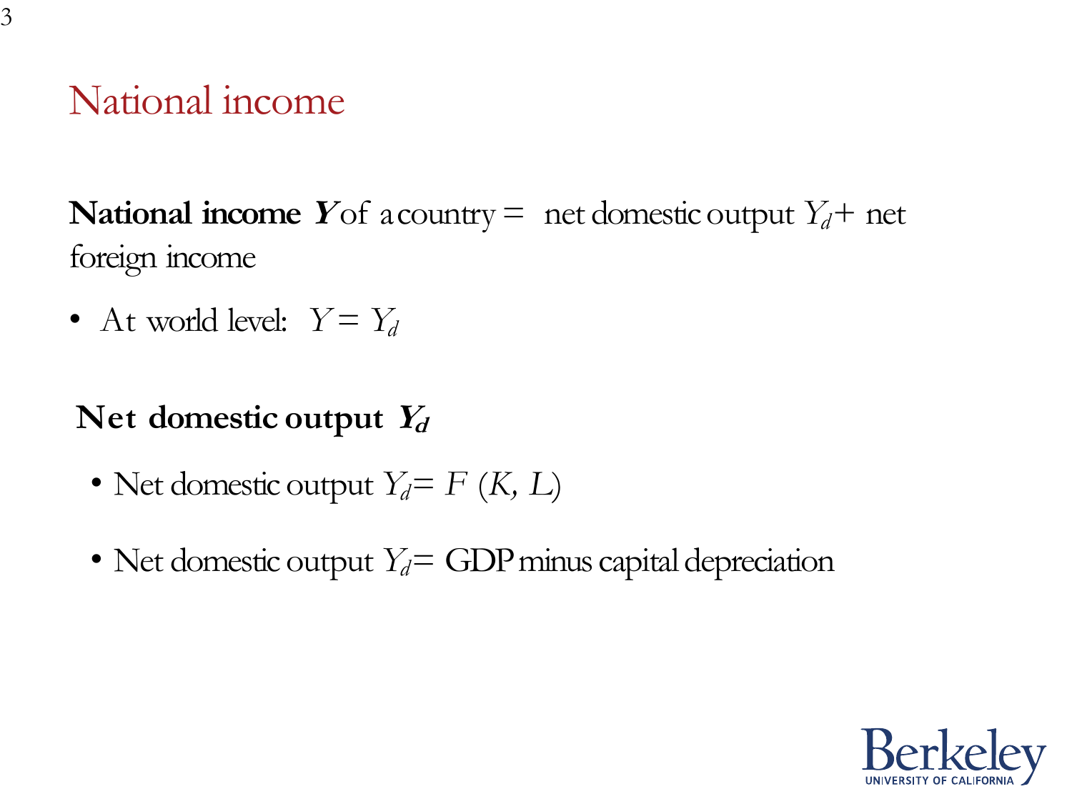# National income

**National income** $\boldsymbol{Y}$ of a country = net domestic output $Y_d$ + net foreign income

- At world level: $Y = Y_d$

**Net domestic output** $\boldsymbol{Y_d}$

- Net domestic output $Y_d = F(K, L)$
- Net domestic output $Y_d$ = GDP minus capital depreciation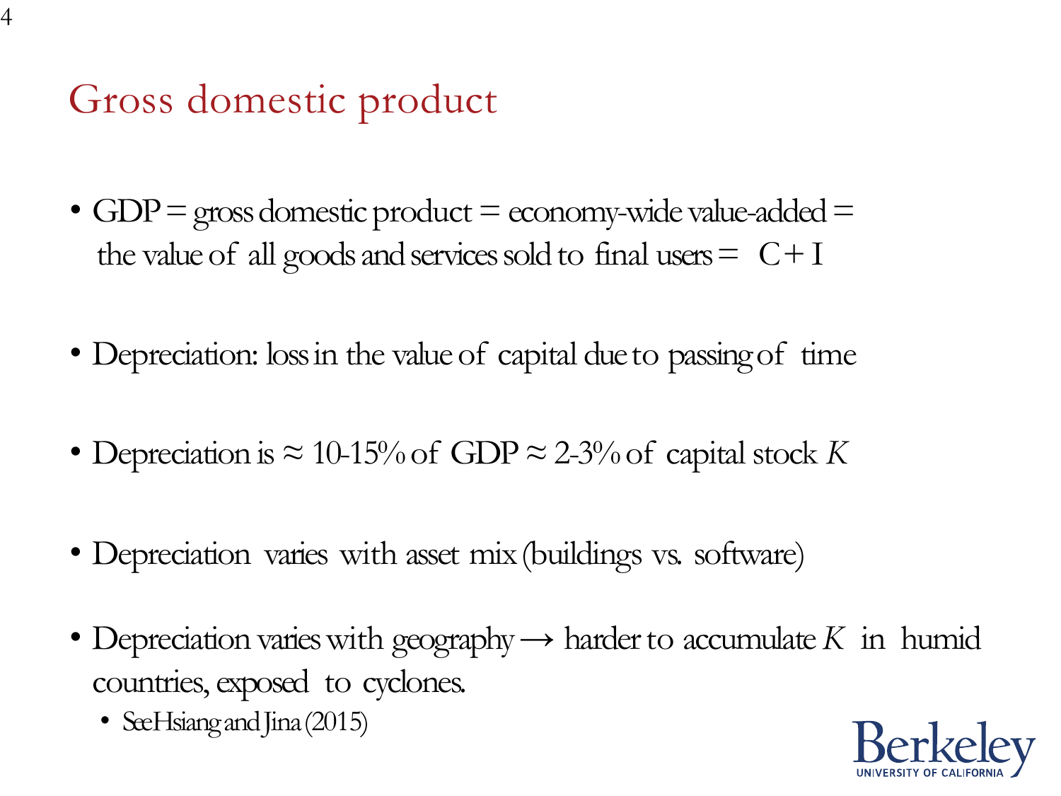# Gross domestic product

- GDP = gross domestic product = economy-wide value-added = the value of all goods and services sold to final users = $C + I$

- Depreciation: loss in the value of capital due to passing of time

- Depreciation is ≈ 10-15% of GDP ≈ 2-3% of capital stock $K$

- Depreciation varies with asset mix (buildings vs. software)

- Depreciation varies with geography → harder to accumulate $K$ in humid countries, exposed to cyclones.
  - See Hsiang and Jina (2015)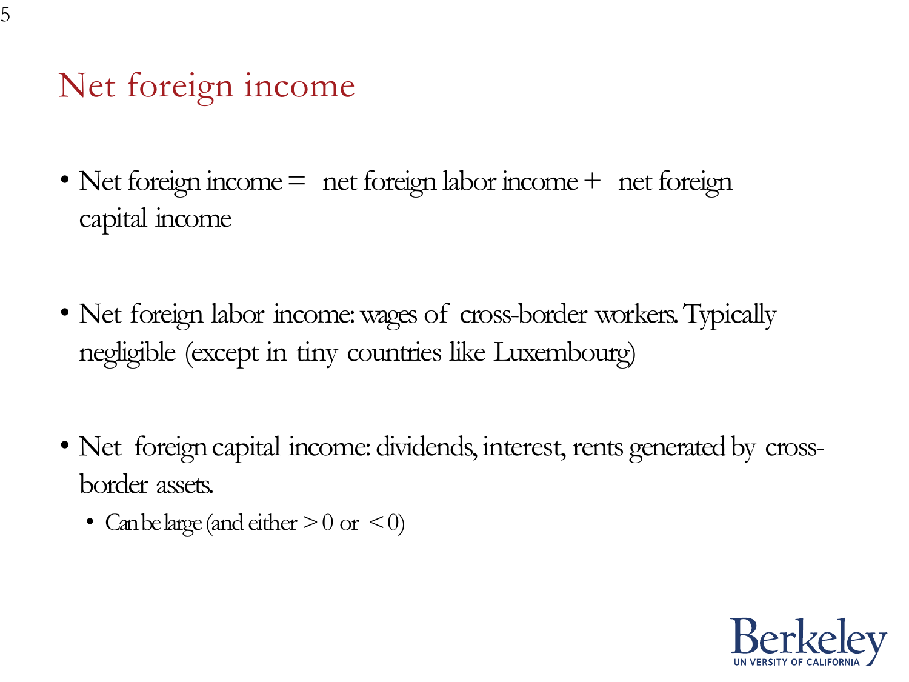# Net foreign income

- Net foreign income = net foreign labor income + net foreign capital income

- Net foreign labor income: wages of cross-border workers. Typically negligible (except in tiny countries like Luxembourg)

- Net foreign capital income: dividends, interest, rents generated by cross-border assets.
  - Can be large (and either $> 0$ or $< 0$)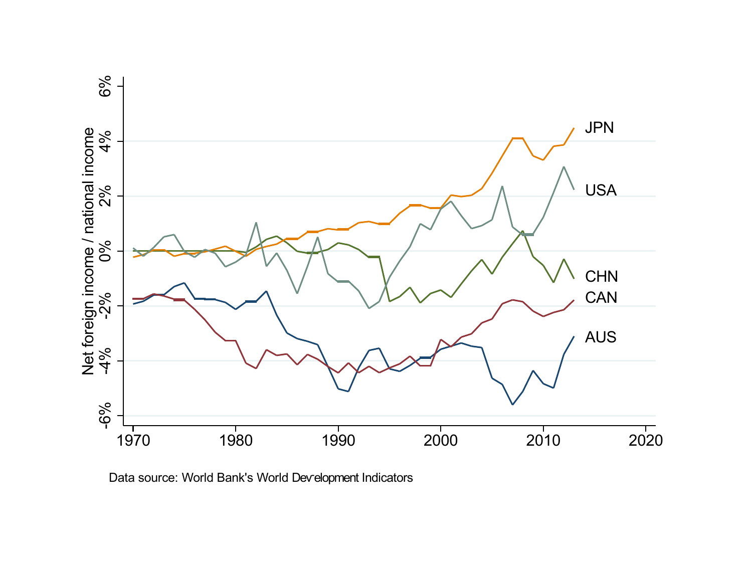Data source: World Bank's World Development Indicators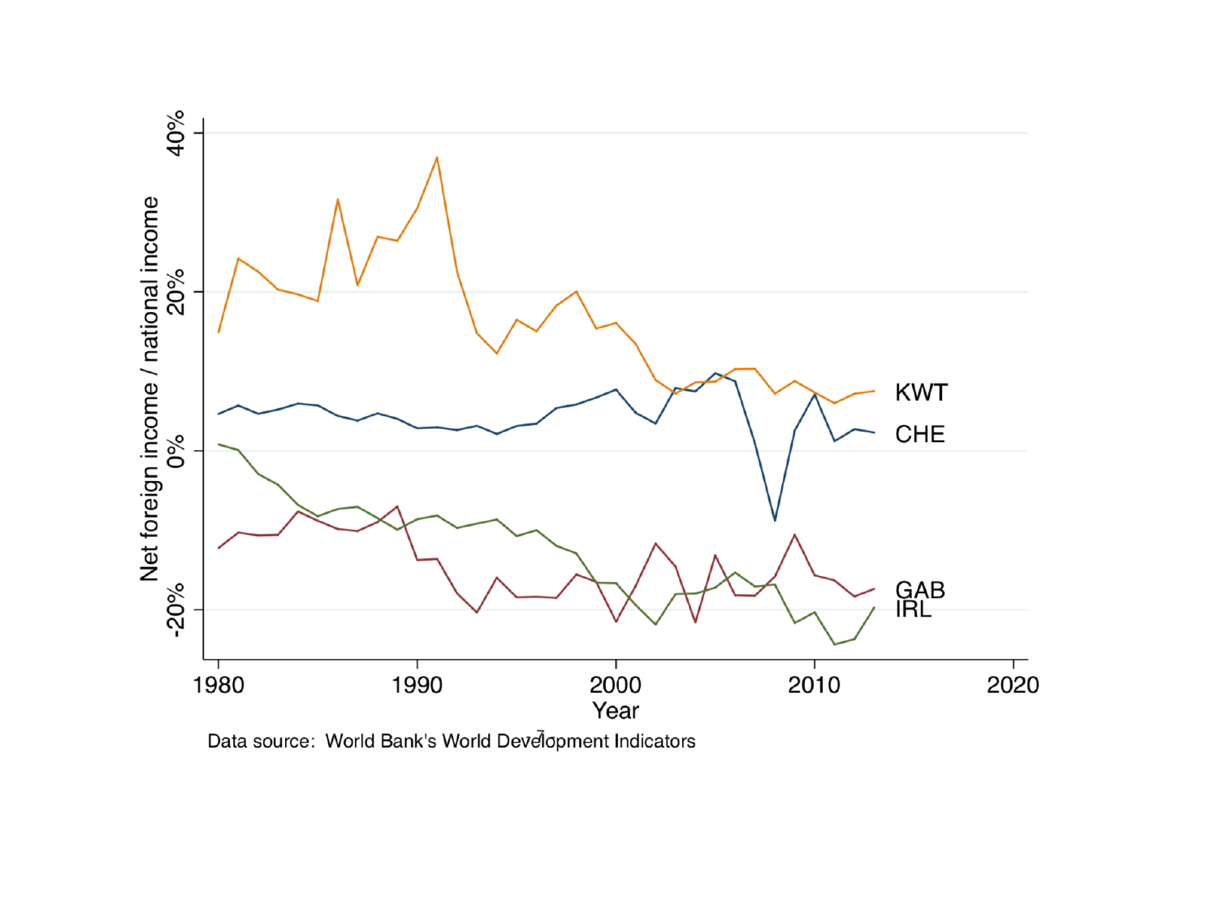Data source: World Bank's World Development Indicators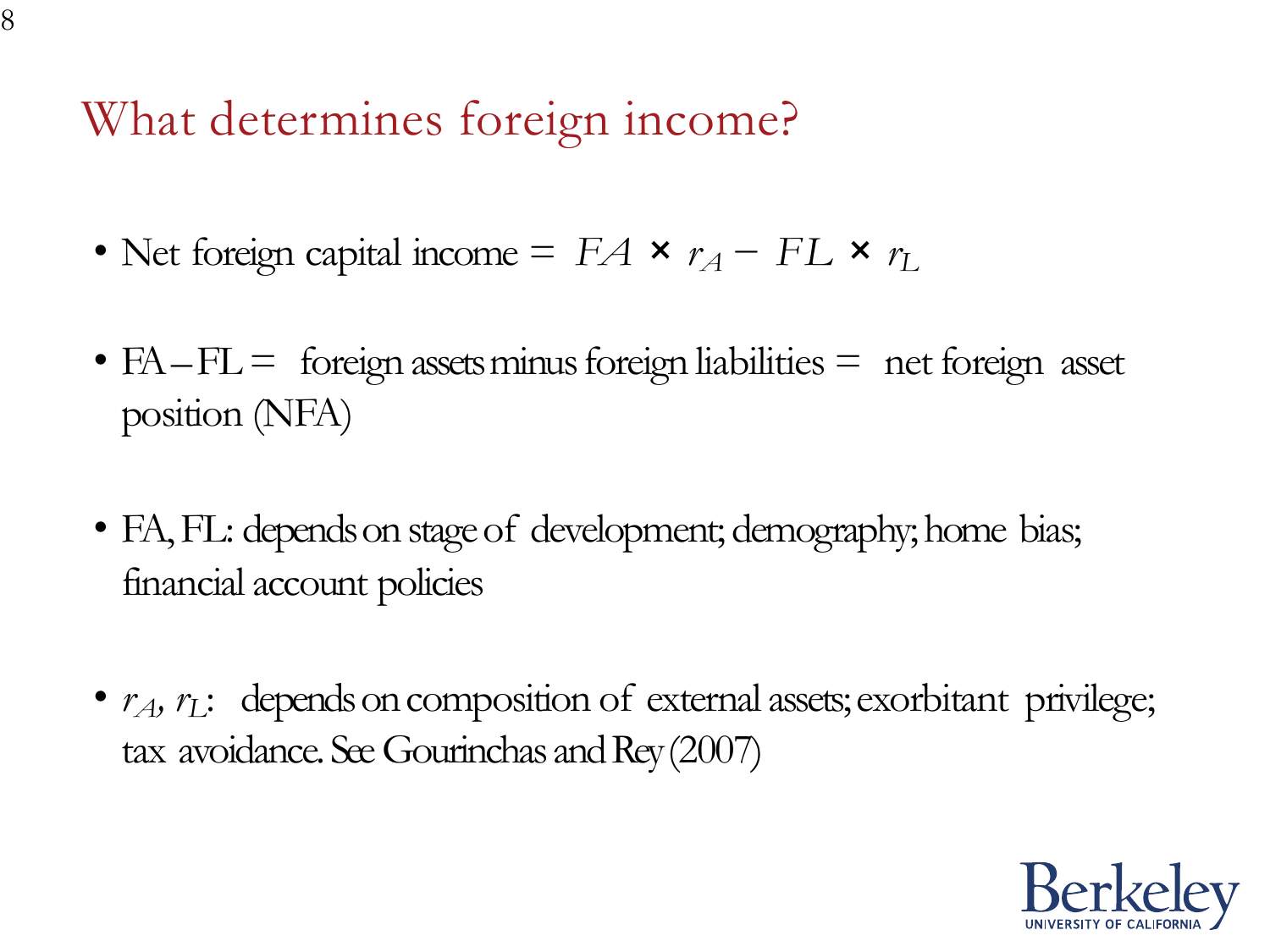# What determines foreign income?

- Net foreign capital income = $FA \times r_A - FL \times r_L$
- FA – FL = foreign assets minus foreign liabilities = net foreign asset position (NFA)
- FA, FL: depends on stage of development; demography; home bias; financial account policies
- $r_A$, $r_L$: depends on composition of external assets; exorbitant privilege; tax avoidance. See Gourinchas and Rey (2007)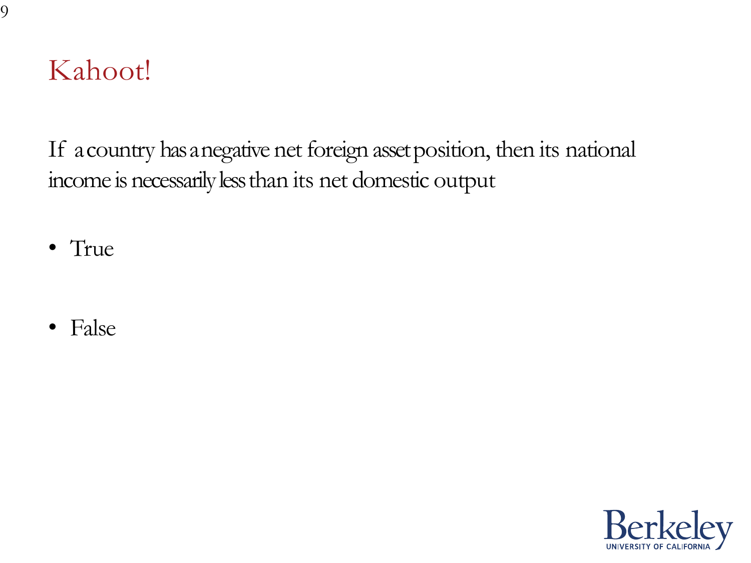# Kahoot!

If a country has a negative net foreign asset position, then its national income is necessarily less than its net domestic output

- True
- False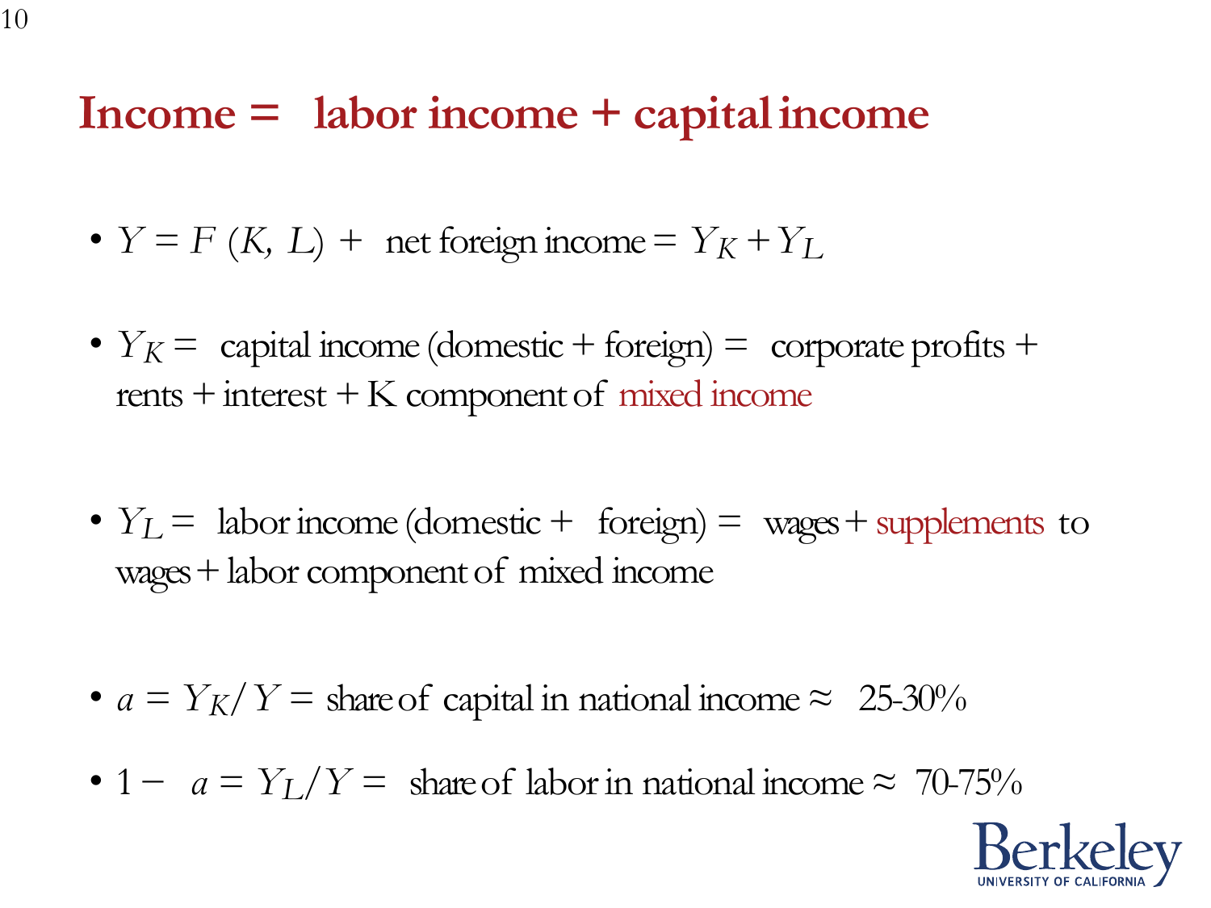# Income = labor income + capital income

- $Y = F(K, L) +$ net foreign income $= Y_K + Y_L$
- $Y_K =$ capital income (domestic + foreign) = corporate profits + rents + interest + K component of mixed income
- $Y_L =$ labor income (domestic + foreign) = wages + supplements to wages + labor component of mixed income
- $a = Y_K / Y =$ share of capital in national income ≈ 25-30%
- $1 - a = Y_L / Y =$ share of labor in national income ≈ 70-75%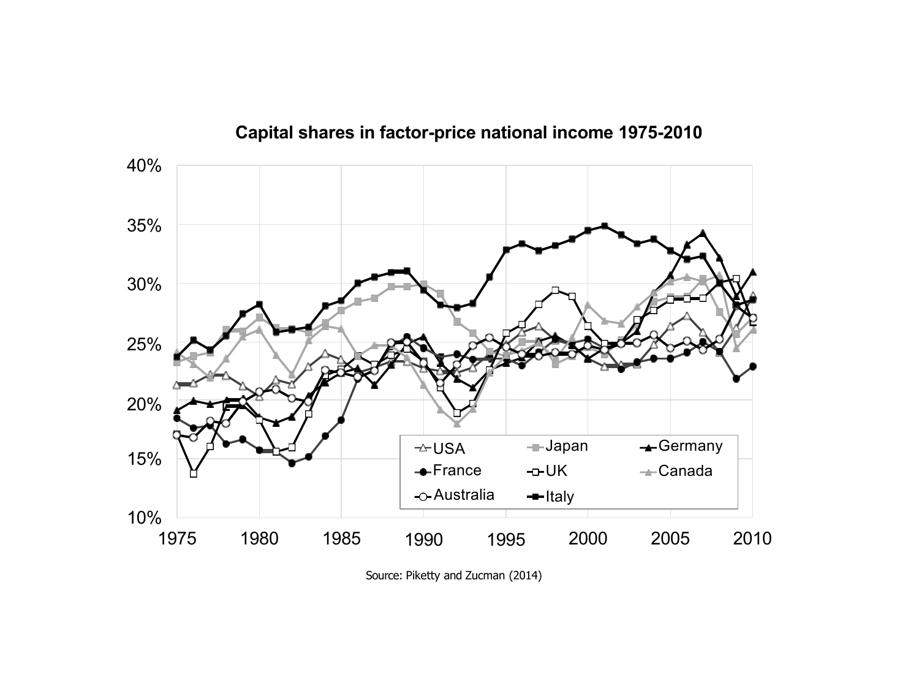**Capital shares in factor-price national income 1975-2010**

Source: Piketty and Zucman (2014)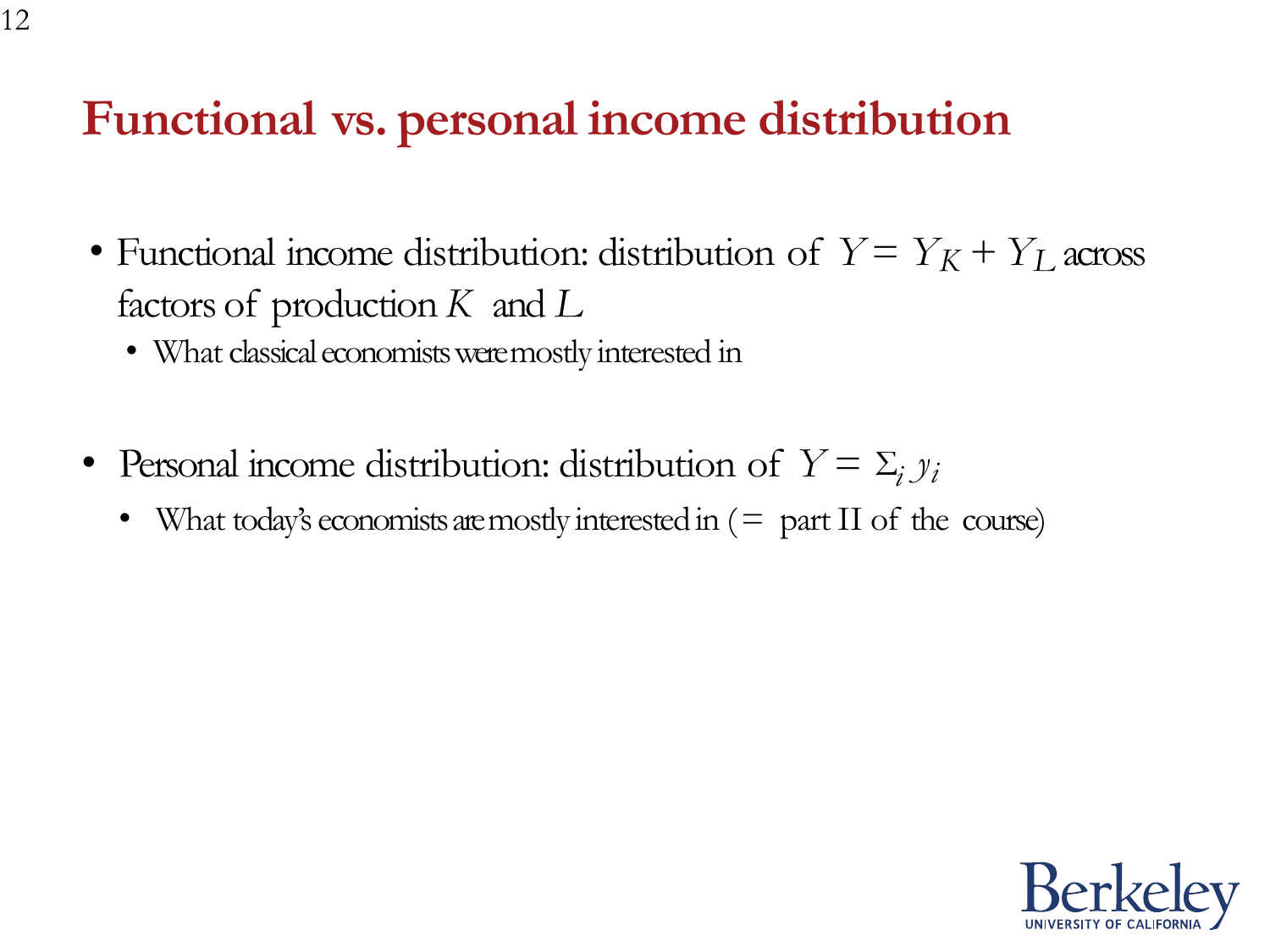# Functional vs. personal income distribution

- Functional income distribution: distribution of $Y = Y_K + Y_L$ across factors of production $K$ and $L$
  - What classical economists were mostly interested in

- Personal income distribution: distribution of $Y = \Sigma_i\, y_i$
  - What today's economists are mostly interested in (= part II of the course)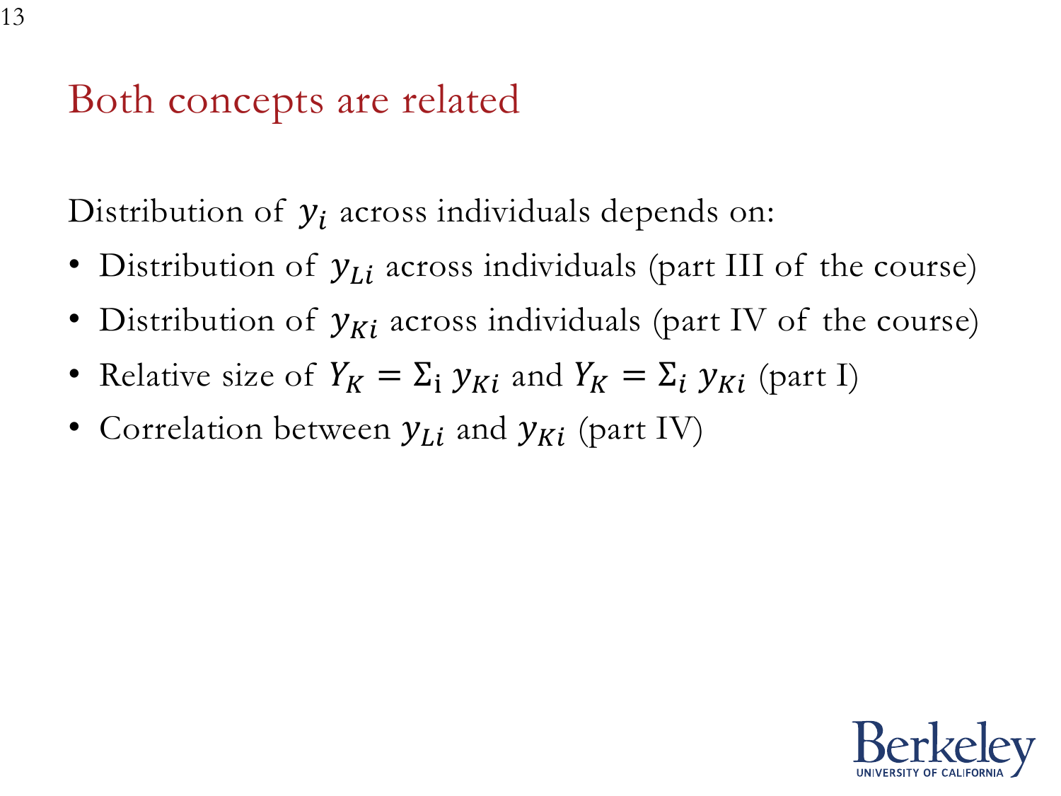# Both concepts are related

Distribution of $y_i$ across individuals depends on:

- Distribution of $y_{Li}$ across individuals (part III of the course)
- Distribution of $y_{Ki}$ across individuals (part IV of the course)
- Relative size of $Y_K = \Sigma_{\text{i}}\ y_{Ki}$ and $Y_K = \Sigma_i\ y_{Ki}$ (part I)
- Correlation between $y_{Li}$ and $y_{Ki}$ (part IV)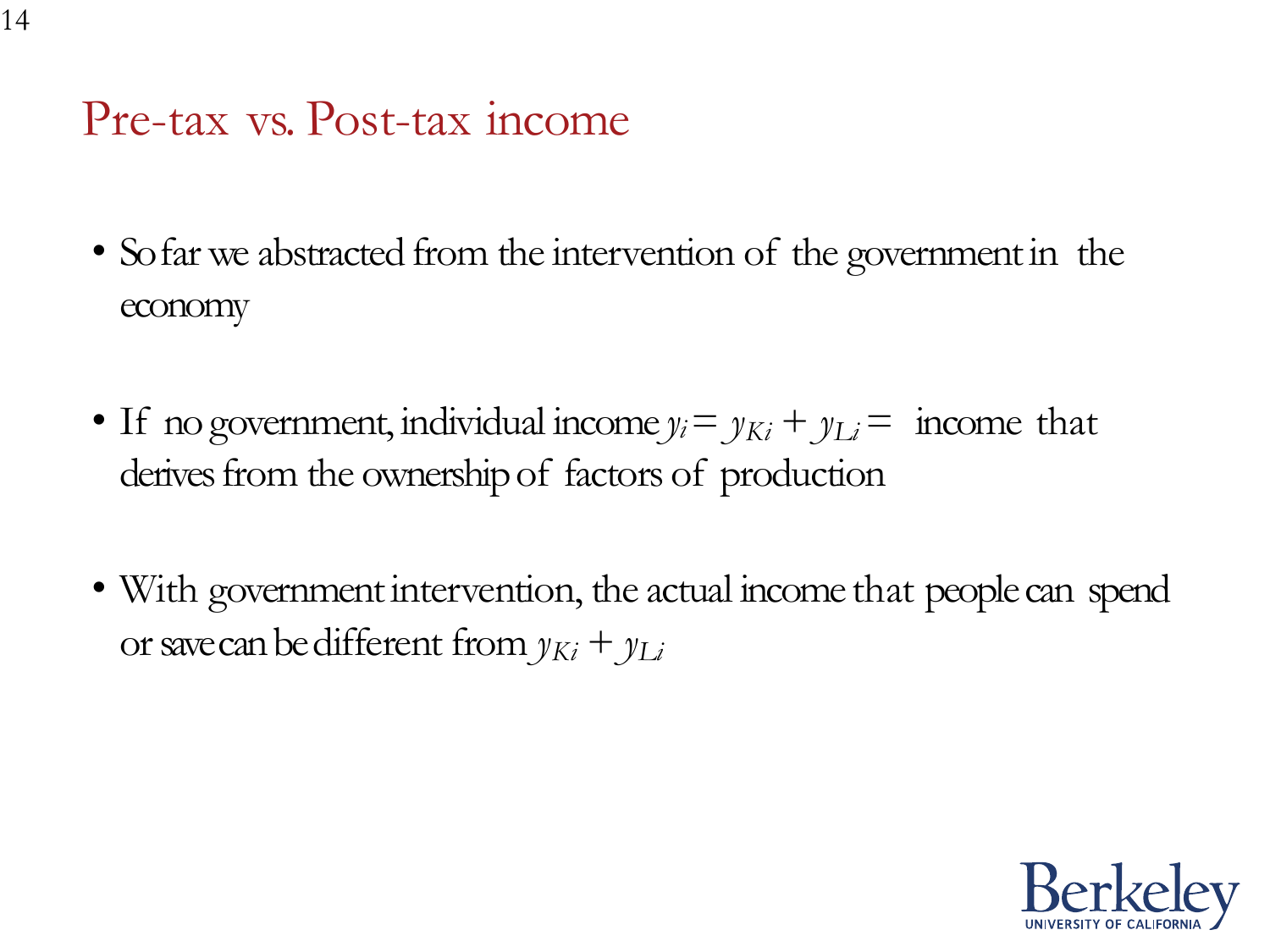# Pre-tax vs. Post-tax income

- So far we abstracted from the intervention of the government in the economy

- If no government, individual income $y_i = y_{Ki} + y_{Li} =$ income that derives from the ownership of factors of production

- With government intervention, the actual income that people can spend or save can be different from $y_{Ki} + y_{Li}$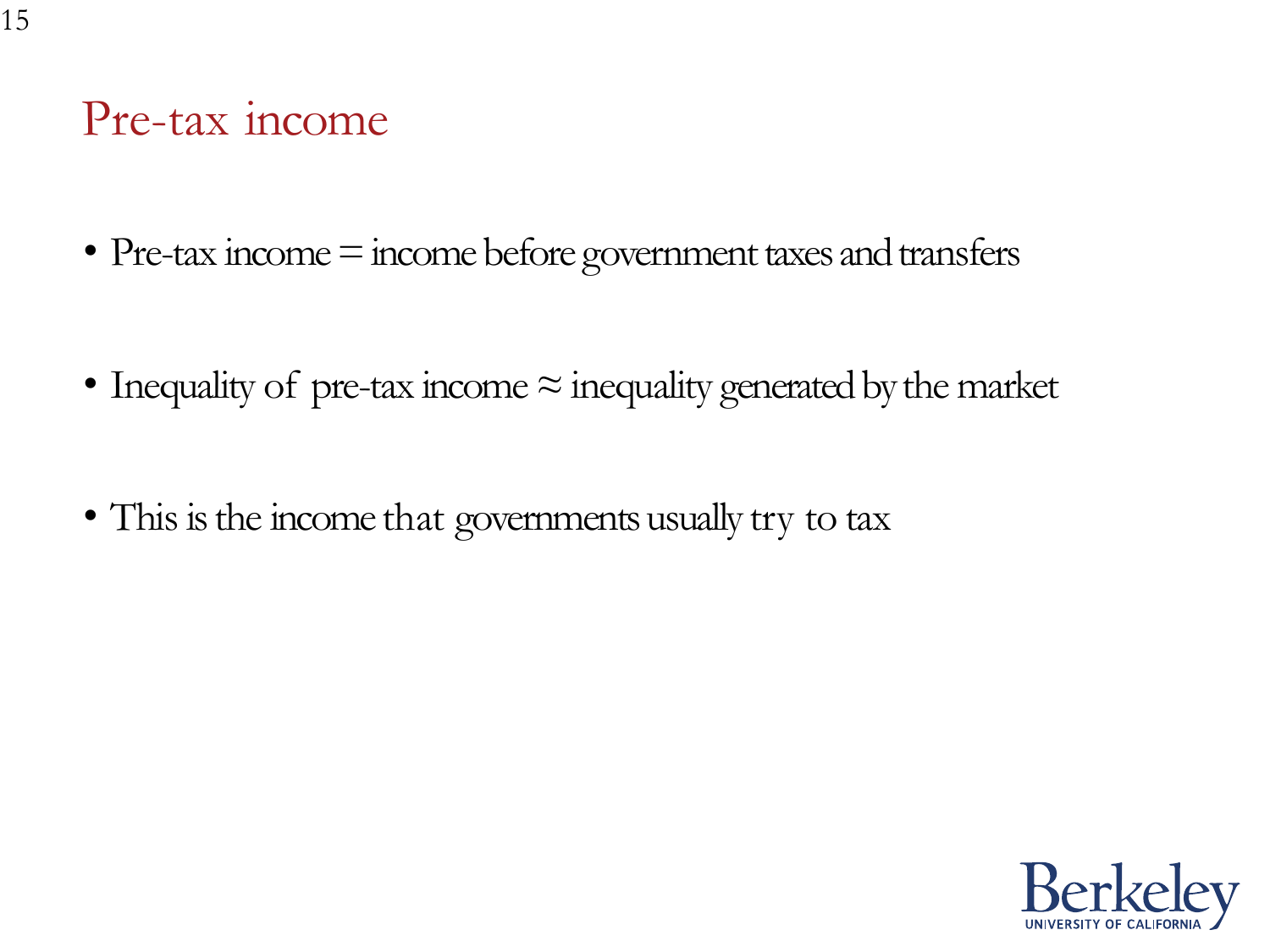# Pre-tax income

- Pre-tax income = income before government taxes and transfers

- Inequality of pre-tax income ≈ inequality generated by the market

- This is the income that governments usually try to tax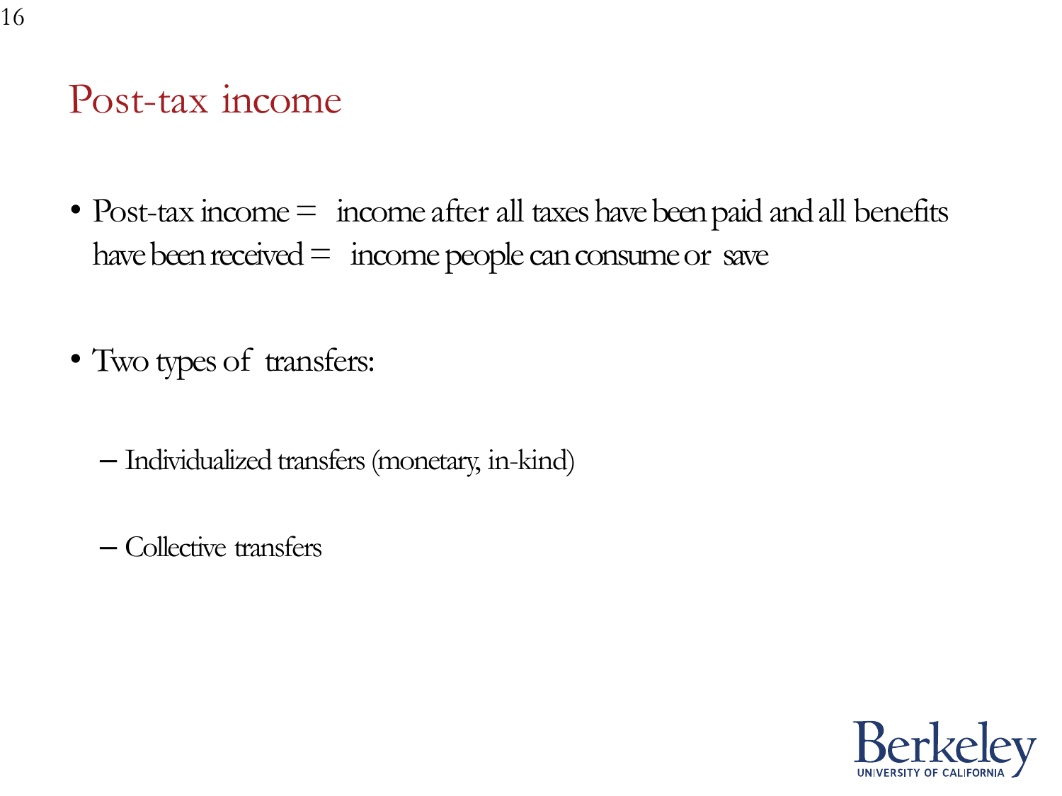# Post-tax income

- Post-tax income = income after all taxes have been paid and all benefits have been received = income people can consume or save

- Two types of transfers:

  - Individualized transfers (monetary, in-kind)

  - Collective transfers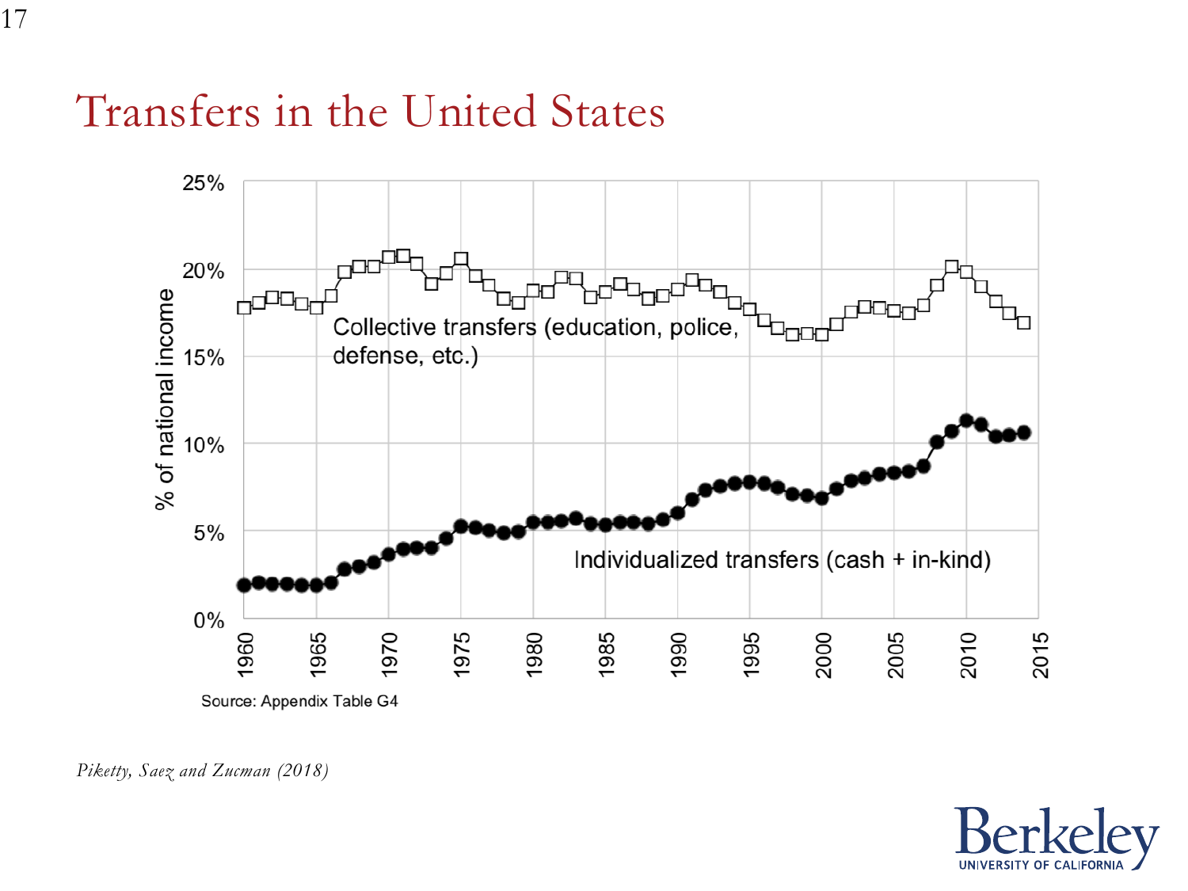# Transfers in the United States

% of national income

Collective transfers (education, police, defense, etc.)

Individualized transfers (cash + in-kind)

Source: Appendix Table G4

*Piketty, Saez and Zucman (2018)*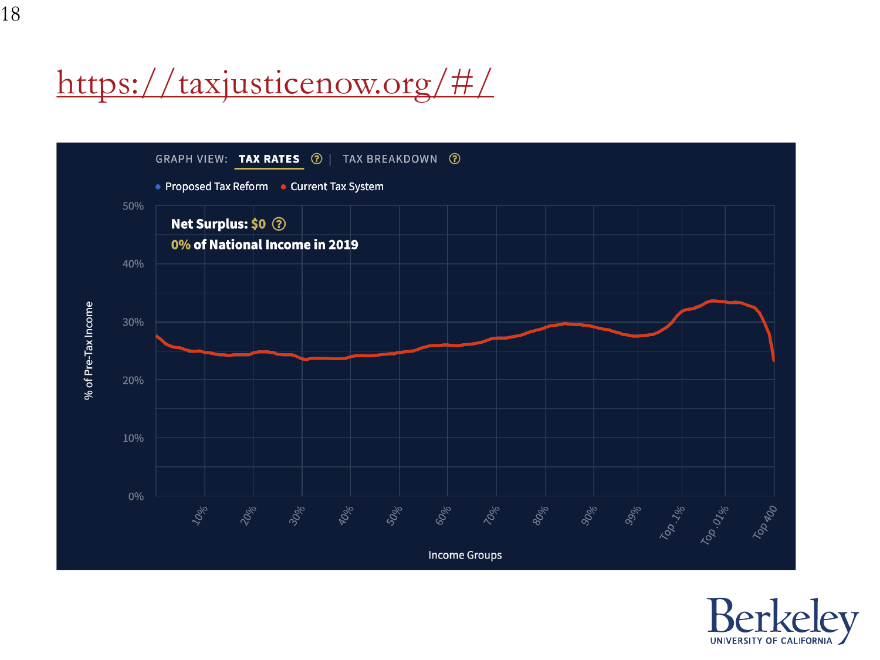# https://taxjusticenow.org/#/

GRAPH VIEW: **TAX RATES** | TAX BREAKDOWN

• Proposed Tax Reform • Current Tax System

**Net Surplus: $0**

**0% of National Income in 2019**

% of Pre-Tax Income

50%
40%
30%
20%
10%
0%

10% 20% 30% 40% 50% 60% 70% 80% 90% 99% Top .1% Top .01% Top 400

Income Groups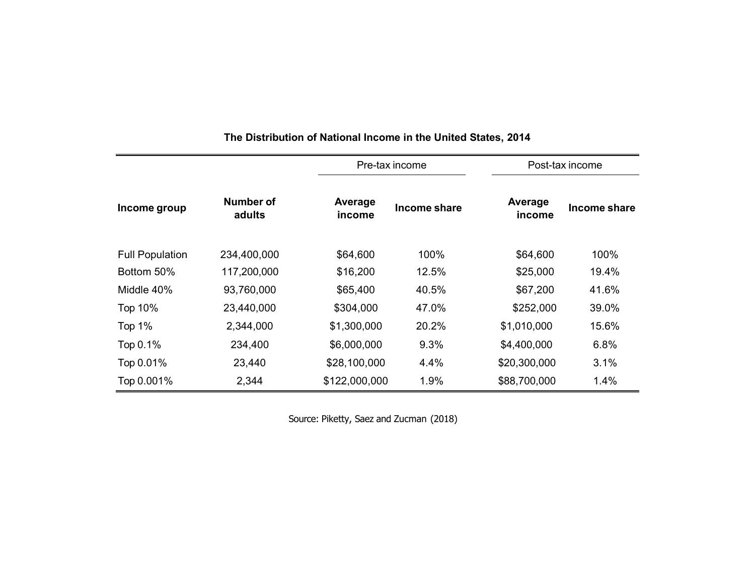**The Distribution of National Income in the United States, 2014**

| Income group | Number of adults | Pre-tax income | | Post-tax income | |
|---|---|---|---|---|---|
| | | Average income | Income share | Average income | Income share |
| Full Population | 234,400,000 | $64,600 | 100% | $64,600 | 100% |
| Bottom 50% | 117,200,000 | $16,200 | 12.5% | $25,000 | 19.4% |
| Middle 40% | 93,760,000 | $65,400 | 40.5% | $67,200 | 41.6% |
| Top 10% | 23,440,000 | $304,000 | 47.0% | $252,000 | 39.0% |
| Top 1% | 2,344,000 | $1,300,000 | 20.2% | $1,010,000 | 15.6% |
| Top 0.1% | 234,400 | $6,000,000 | 9.3% | $4,400,000 | 6.8% |
| Top 0.01% | 23,440 | $28,100,000 | 4.4% | $20,300,000 | 3.1% |
| Top 0.001% | 2,344 | $122,000,000 | 1.9% | $88,700,000 | 1.4% |

Source: Piketty, Saez and Zucman (2018)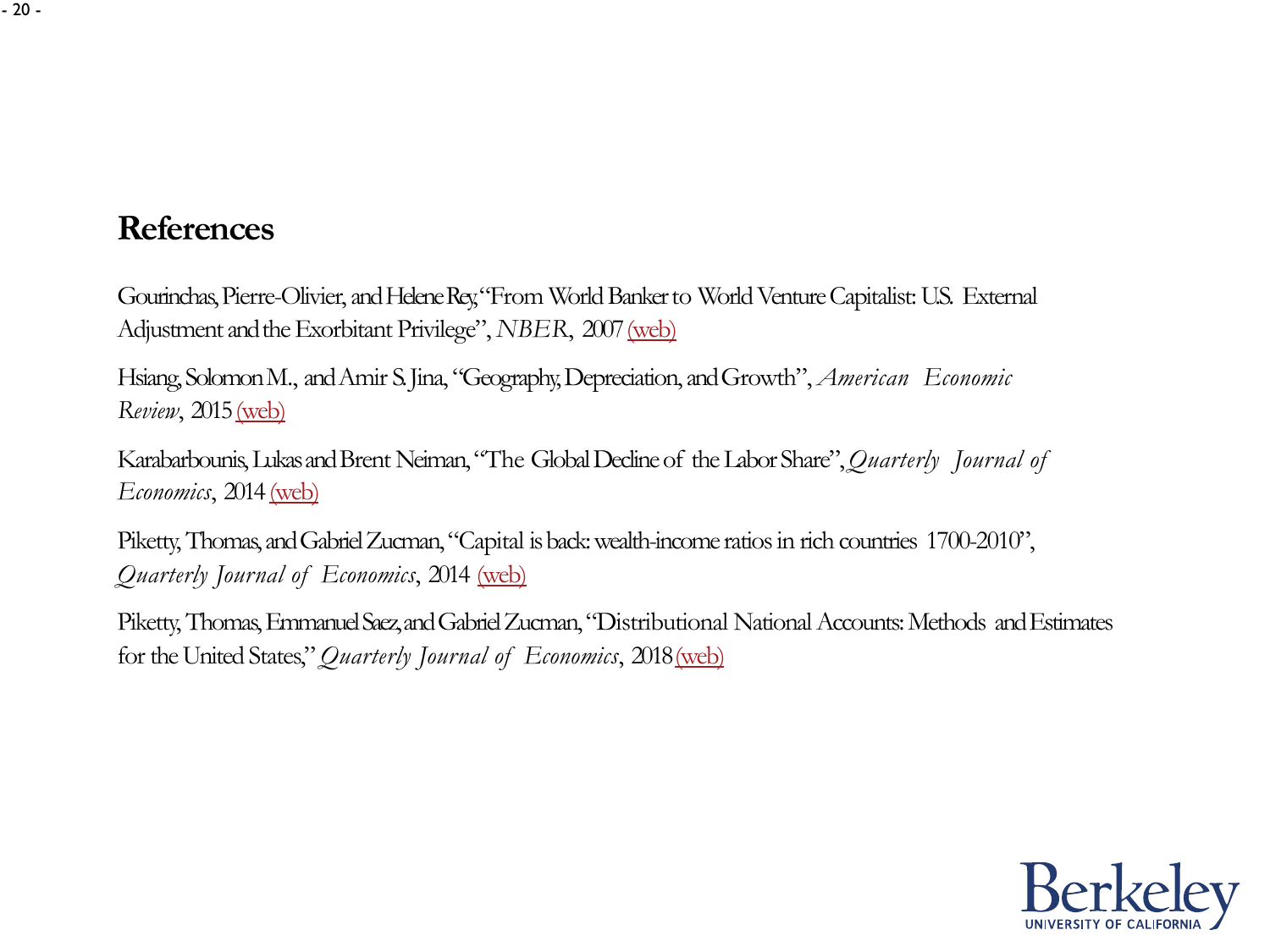## References

Gourinchas, Pierre-Olivier, and Helene Rey, "From World Banker to World Venture Capitalist: U.S. External Adjustment and the Exorbitant Privilege", *NBER*, 2007 (web)

Hsiang, Solomon M., and Amir S. Jina, "Geography, Depreciation, and Growth", *American Economic Review*, 2015 (web)

Karabarbounis, Lukas and Brent Neiman, "The Global Decline of the Labor Share", *Quarterly Journal of Economics*, 2014 (web)

Piketty, Thomas, and Gabriel Zucman, "Capital is back: wealth-income ratios in rich countries 1700-2010", *Quarterly Journal of Economics*, 2014 (web)

Piketty, Thomas, Emmanuel Saez, and Gabriel Zucman, "Distributional National Accounts: Methods and Estimates for the United States," *Quarterly Journal of Economics*, 2018 (web)